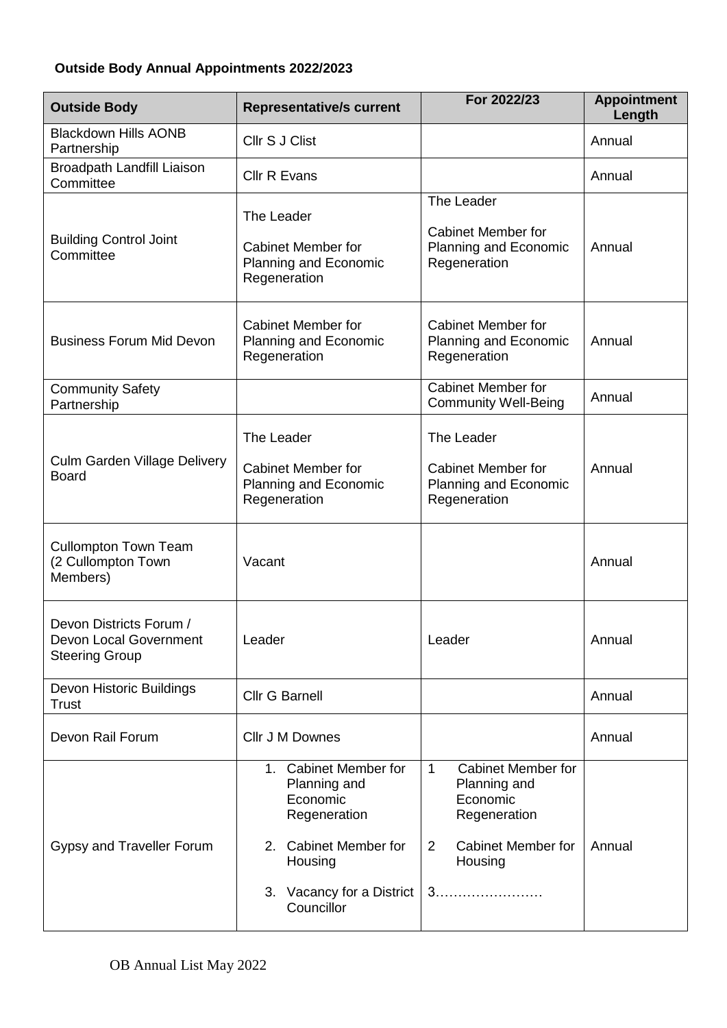**Outside Body Annual Appointments 2022/2023**

| Outside Body | Representative/s current | For 2022/23 | Appointment Length |
|---|---|---|---|
| Blackdown Hills AONB Partnership | Cllr S J Clist | | Annual |
| Broadpath Landfill Liaison Committee | Cllr R Evans | | Annual |
| Building Control Joint Committee | The Leader<br><br>Cabinet Member for Planning and Economic Regeneration | The Leader<br><br>Cabinet Member for Planning and Economic Regeneration | Annual |
| Business Forum Mid Devon | Cabinet Member for Planning and Economic Regeneration | Cabinet Member for Planning and Economic Regeneration | Annual |
| Community Safety Partnership | | Cabinet Member for Community Well-Being | Annual |
| Culm Garden Village Delivery Board | The Leader<br><br>Cabinet Member for Planning and Economic Regeneration | The Leader<br><br>Cabinet Member for Planning and Economic Regeneration | Annual |
| Cullompton Town Team (2 Cullompton Town Members) | Vacant | | Annual |
| Devon Districts Forum / Devon Local Government Steering Group | Leader | Leader | Annual |
| Devon Historic Buildings Trust | Cllr G Barnell | | Annual |
| Devon Rail Forum | Cllr J M Downes | | Annual |
| Gypsy and Traveller Forum | 1. Cabinet Member for Planning and Economic Regeneration<br><br>2. Cabinet Member for Housing<br><br>3. Vacancy for a District Councillor | 1 Cabinet Member for Planning and Economic Regeneration<br><br>2 Cabinet Member for Housing<br><br>3…………………… | Annual |

OB Annual List May 2022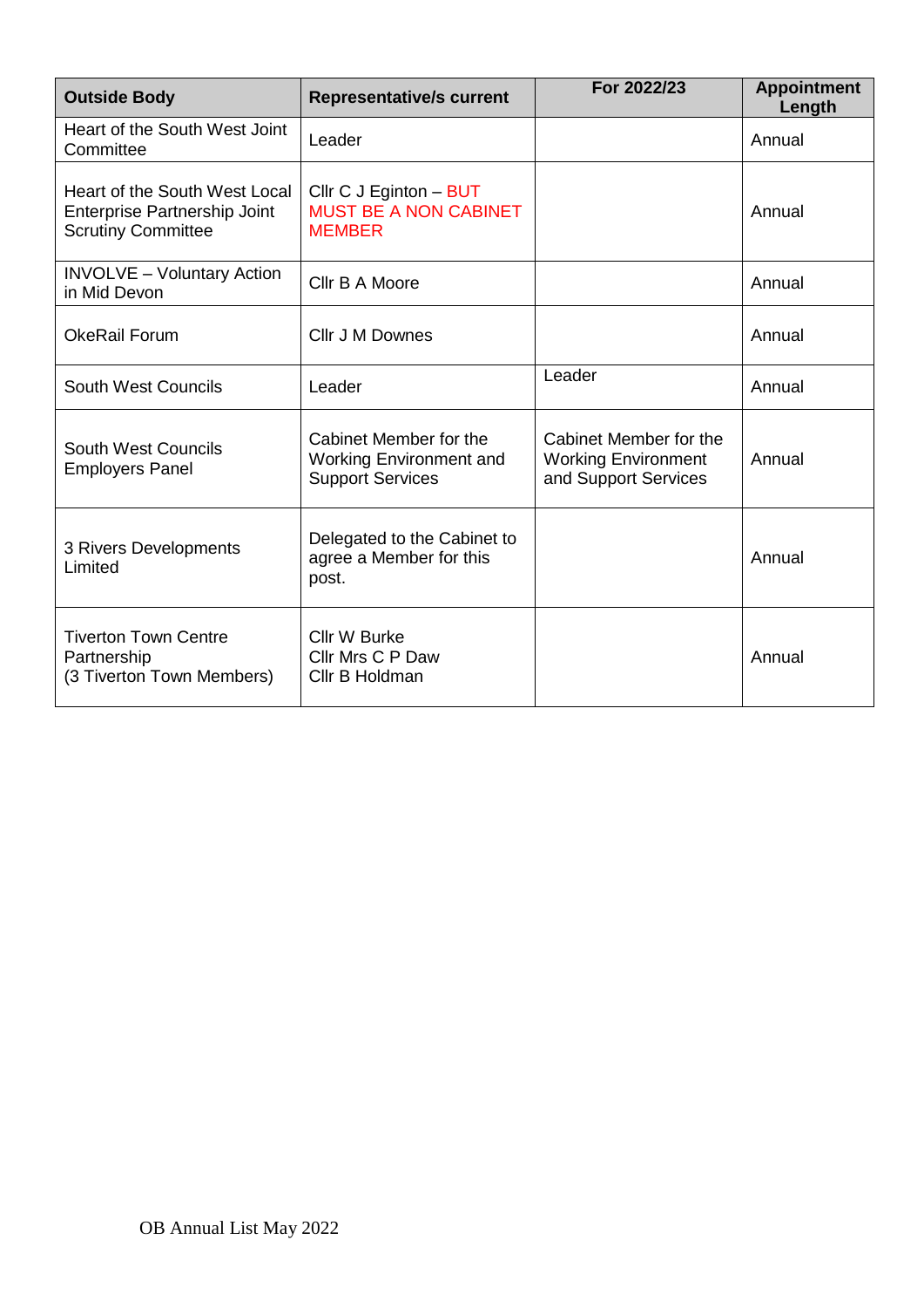| Outside Body | Representative/s current | For 2022/23 | Appointment Length |
|---|---|---|---|
| Heart of the South West Joint Committee | Leader | | Annual |
| Heart of the South West Local Enterprise Partnership Joint Scrutiny Committee | Cllr C J Eginton – BUT MUST BE A NON CABINET MEMBER | | Annual |
| INVOLVE – Voluntary Action in Mid Devon | Cllr B A Moore | | Annual |
| OkeRail Forum | Cllr J M Downes | | Annual |
| South West Councils | Leader | Leader | Annual |
| South West Councils Employers Panel | Cabinet Member for the Working Environment and Support Services | Cabinet Member for the Working Environment and Support Services | Annual |
| 3 Rivers Developments Limited | Delegated to the Cabinet to agree a Member for this post. | | Annual |
| Tiverton Town Centre Partnership (3 Tiverton Town Members) | Cllr W Burke<br>Cllr Mrs C P Daw<br>Cllr B Holdman | | Annual |

OB Annual List May 2022